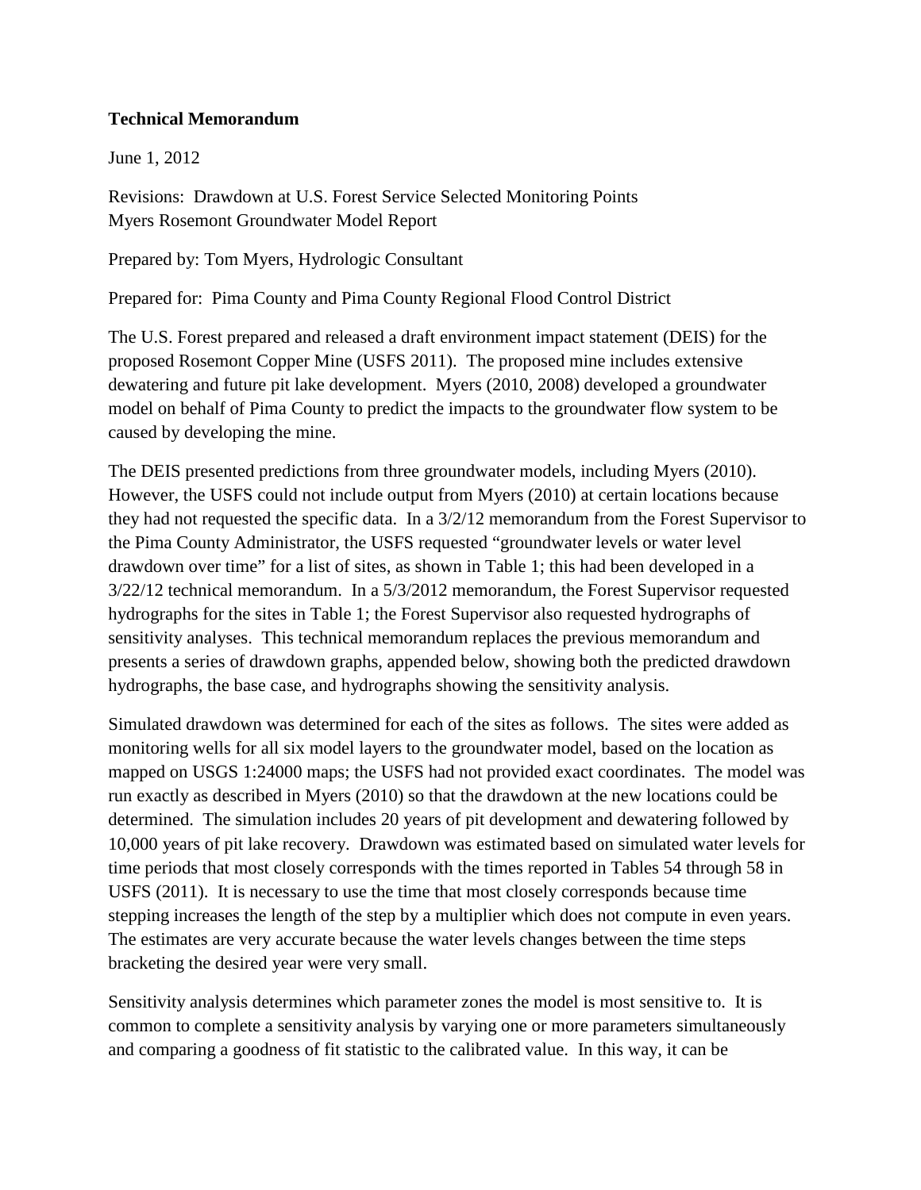**Technical Memorandum**

June 1, 2012

Revisions: Drawdown at U.S. Forest Service Selected Monitoring Points
Myers Rosemont Groundwater Model Report

Prepared by: Tom Myers, Hydrologic Consultant

Prepared for: Pima County and Pima County Regional Flood Control District

The U.S. Forest prepared and released a draft environment impact statement (DEIS) for the proposed Rosemont Copper Mine (USFS 2011). The proposed mine includes extensive dewatering and future pit lake development. Myers (2010, 2008) developed a groundwater model on behalf of Pima County to predict the impacts to the groundwater flow system to be caused by developing the mine.

The DEIS presented predictions from three groundwater models, including Myers (2010). However, the USFS could not include output from Myers (2010) at certain locations because they had not requested the specific data. In a 3/2/12 memorandum from the Forest Supervisor to the Pima County Administrator, the USFS requested "groundwater levels or water level drawdown over time" for a list of sites, as shown in Table 1; this had been developed in a 3/22/12 technical memorandum. In a 5/3/2012 memorandum, the Forest Supervisor requested hydrographs for the sites in Table 1; the Forest Supervisor also requested hydrographs of sensitivity analyses. This technical memorandum replaces the previous memorandum and presents a series of drawdown graphs, appended below, showing both the predicted drawdown hydrographs, the base case, and hydrographs showing the sensitivity analysis.

Simulated drawdown was determined for each of the sites as follows. The sites were added as monitoring wells for all six model layers to the groundwater model, based on the location as mapped on USGS 1:24000 maps; the USFS had not provided exact coordinates. The model was run exactly as described in Myers (2010) so that the drawdown at the new locations could be determined. The simulation includes 20 years of pit development and dewatering followed by 10,000 years of pit lake recovery. Drawdown was estimated based on simulated water levels for time periods that most closely corresponds with the times reported in Tables 54 through 58 in USFS (2011). It is necessary to use the time that most closely corresponds because time stepping increases the length of the step by a multiplier which does not compute in even years. The estimates are very accurate because the water levels changes between the time steps bracketing the desired year were very small.

Sensitivity analysis determines which parameter zones the model is most sensitive to. It is common to complete a sensitivity analysis by varying one or more parameters simultaneously and comparing a goodness of fit statistic to the calibrated value. In this way, it can be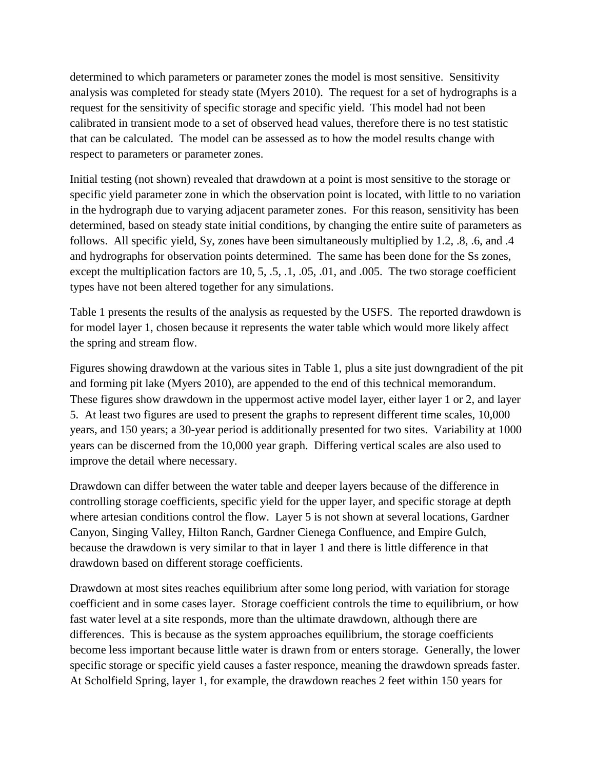determined to which parameters or parameter zones the model is most sensitive. Sensitivity analysis was completed for steady state (Myers 2010). The request for a set of hydrographs is a request for the sensitivity of specific storage and specific yield. This model had not been calibrated in transient mode to a set of observed head values, therefore there is no test statistic that can be calculated. The model can be assessed as to how the model results change with respect to parameters or parameter zones.

Initial testing (not shown) revealed that drawdown at a point is most sensitive to the storage or specific yield parameter zone in which the observation point is located, with little to no variation in the hydrograph due to varying adjacent parameter zones. For this reason, sensitivity has been determined, based on steady state initial conditions, by changing the entire suite of parameters as follows. All specific yield, Sy, zones have been simultaneously multiplied by 1.2, .8, .6, and .4 and hydrographs for observation points determined. The same has been done for the Ss zones, except the multiplication factors are 10, 5, .5, .1, .05, .01, and .005. The two storage coefficient types have not been altered together for any simulations.

Table 1 presents the results of the analysis as requested by the USFS. The reported drawdown is for model layer 1, chosen because it represents the water table which would more likely affect the spring and stream flow.

Figures showing drawdown at the various sites in Table 1, plus a site just downgradient of the pit and forming pit lake (Myers 2010), are appended to the end of this technical memorandum. These figures show drawdown in the uppermost active model layer, either layer 1 or 2, and layer 5. At least two figures are used to present the graphs to represent different time scales, 10,000 years, and 150 years; a 30-year period is additionally presented for two sites. Variability at 1000 years can be discerned from the 10,000 year graph. Differing vertical scales are also used to improve the detail where necessary.

Drawdown can differ between the water table and deeper layers because of the difference in controlling storage coefficients, specific yield for the upper layer, and specific storage at depth where artesian conditions control the flow. Layer 5 is not shown at several locations, Gardner Canyon, Singing Valley, Hilton Ranch, Gardner Cienega Confluence, and Empire Gulch, because the drawdown is very similar to that in layer 1 and there is little difference in that drawdown based on different storage coefficients.

Drawdown at most sites reaches equilibrium after some long period, with variation for storage coefficient and in some cases layer. Storage coefficient controls the time to equilibrium, or how fast water level at a site responds, more than the ultimate drawdown, although there are differences. This is because as the system approaches equilibrium, the storage coefficients become less important because little water is drawn from or enters storage. Generally, the lower specific storage or specific yield causes a faster responce, meaning the drawdown spreads faster. At Scholfield Spring, layer 1, for example, the drawdown reaches 2 feet within 150 years for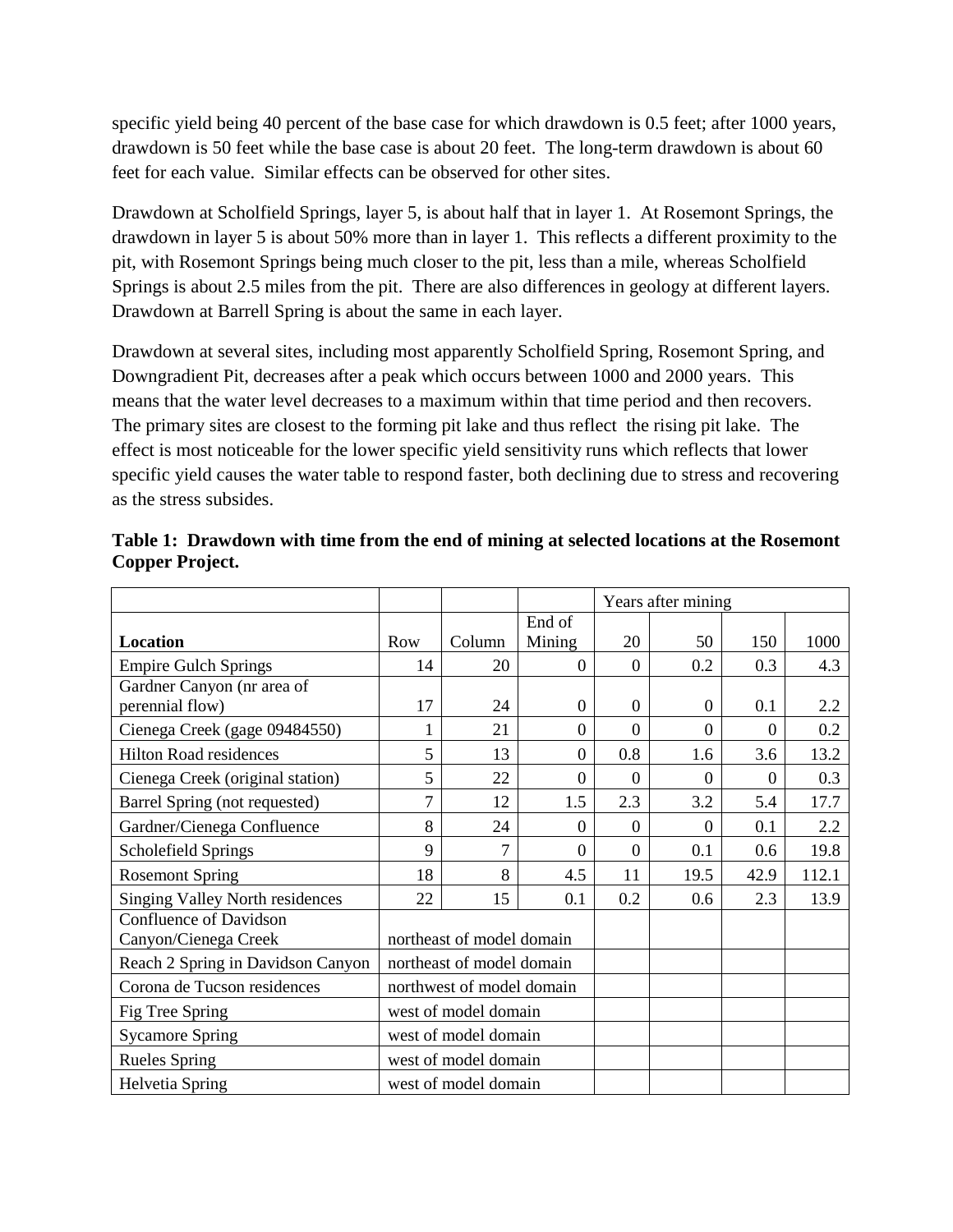specific yield being 40 percent of the base case for which drawdown is 0.5 feet; after 1000 years, drawdown is 50 feet while the base case is about 20 feet. The long-term drawdown is about 60 feet for each value. Similar effects can be observed for other sites.

Drawdown at Scholfield Springs, layer 5, is about half that in layer 1. At Rosemont Springs, the drawdown in layer 5 is about 50% more than in layer 1. This reflects a different proximity to the pit, with Rosemont Springs being much closer to the pit, less than a mile, whereas Scholfield Springs is about 2.5 miles from the pit. There are also differences in geology at different layers. Drawdown at Barrell Spring is about the same in each layer.

Drawdown at several sites, including most apparently Scholfield Spring, Rosemont Spring, and Downgradient Pit, decreases after a peak which occurs between 1000 and 2000 years. This means that the water level decreases to a maximum within that time period and then recovers. The primary sites are closest to the forming pit lake and thus reflect the rising pit lake. The effect is most noticeable for the lower specific yield sensitivity runs which reflects that lower specific yield causes the water table to respond faster, both declining due to stress and recovering as the stress subsides.

**Table 1: Drawdown with time from the end of mining at selected locations at the Rosemont Copper Project.**

| | | | | Years after mining | | | |
|---|---|---|---|---|---|---|---|
| **Location** | Row | Column | End of Mining | 20 | 50 | 150 | 1000 |
| Empire Gulch Springs | 14 | 20 | 0 | 0 | 0.2 | 0.3 | 4.3 |
| Gardner Canyon (nr area of perennial flow) | 17 | 24 | 0 | 0 | 0 | 0.1 | 2.2 |
| Cienega Creek (gage 09484550) | 1 | 21 | 0 | 0 | 0 | 0 | 0.2 |
| Hilton Road residences | 5 | 13 | 0 | 0.8 | 1.6 | 3.6 | 13.2 |
| Cienega Creek (original station) | 5 | 22 | 0 | 0 | 0 | 0 | 0.3 |
| Barrel Spring (not requested) | 7 | 12 | 1.5 | 2.3 | 3.2 | 5.4 | 17.7 |
| Gardner/Cienega Confluence | 8 | 24 | 0 | 0 | 0 | 0.1 | 2.2 |
| Scholefield Springs | 9 | 7 | 0 | 0 | 0.1 | 0.6 | 19.8 |
| Rosemont Spring | 18 | 8 | 4.5 | 11 | 19.5 | 42.9 | 112.1 |
| Singing Valley North residences | 22 | 15 | 0.1 | 0.2 | 0.6 | 2.3 | 13.9 |
| Confluence of Davidson Canyon/Cienega Creek | northeast of model domain | | | | | | |
| Reach 2 Spring in Davidson Canyon | northeast of model domain | | | | | | |
| Corona de Tucson residences | northwest of model domain | | | | | | |
| Fig Tree Spring | west of model domain | | | | | | |
| Sycamore Spring | west of model domain | | | | | | |
| Rueles Spring | west of model domain | | | | | | |
| Helvetia Spring | west of model domain | | | | | | |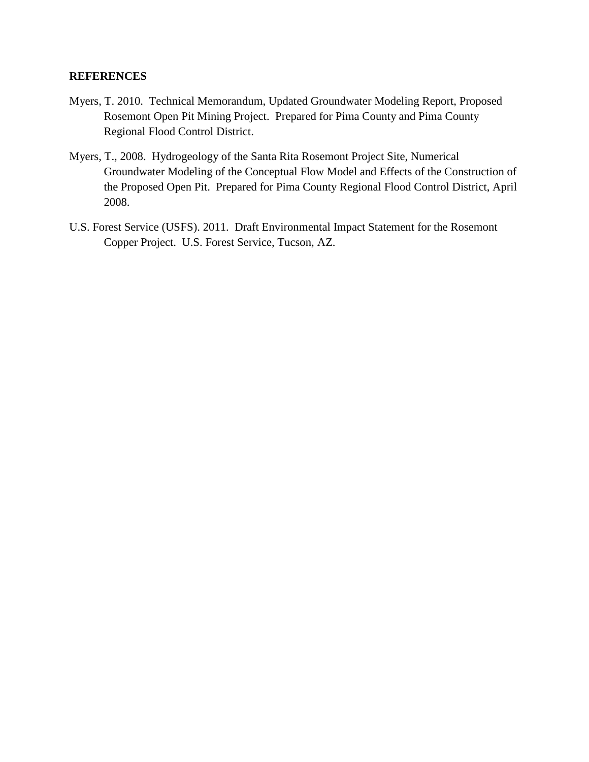**REFERENCES**

Myers, T. 2010. Technical Memorandum, Updated Groundwater Modeling Report, Proposed Rosemont Open Pit Mining Project. Prepared for Pima County and Pima County Regional Flood Control District.

Myers, T., 2008. Hydrogeology of the Santa Rita Rosemont Project Site, Numerical Groundwater Modeling of the Conceptual Flow Model and Effects of the Construction of the Proposed Open Pit. Prepared for Pima County Regional Flood Control District, April 2008.

U.S. Forest Service (USFS). 2011. Draft Environmental Impact Statement for the Rosemont Copper Project. U.S. Forest Service, Tucson, AZ.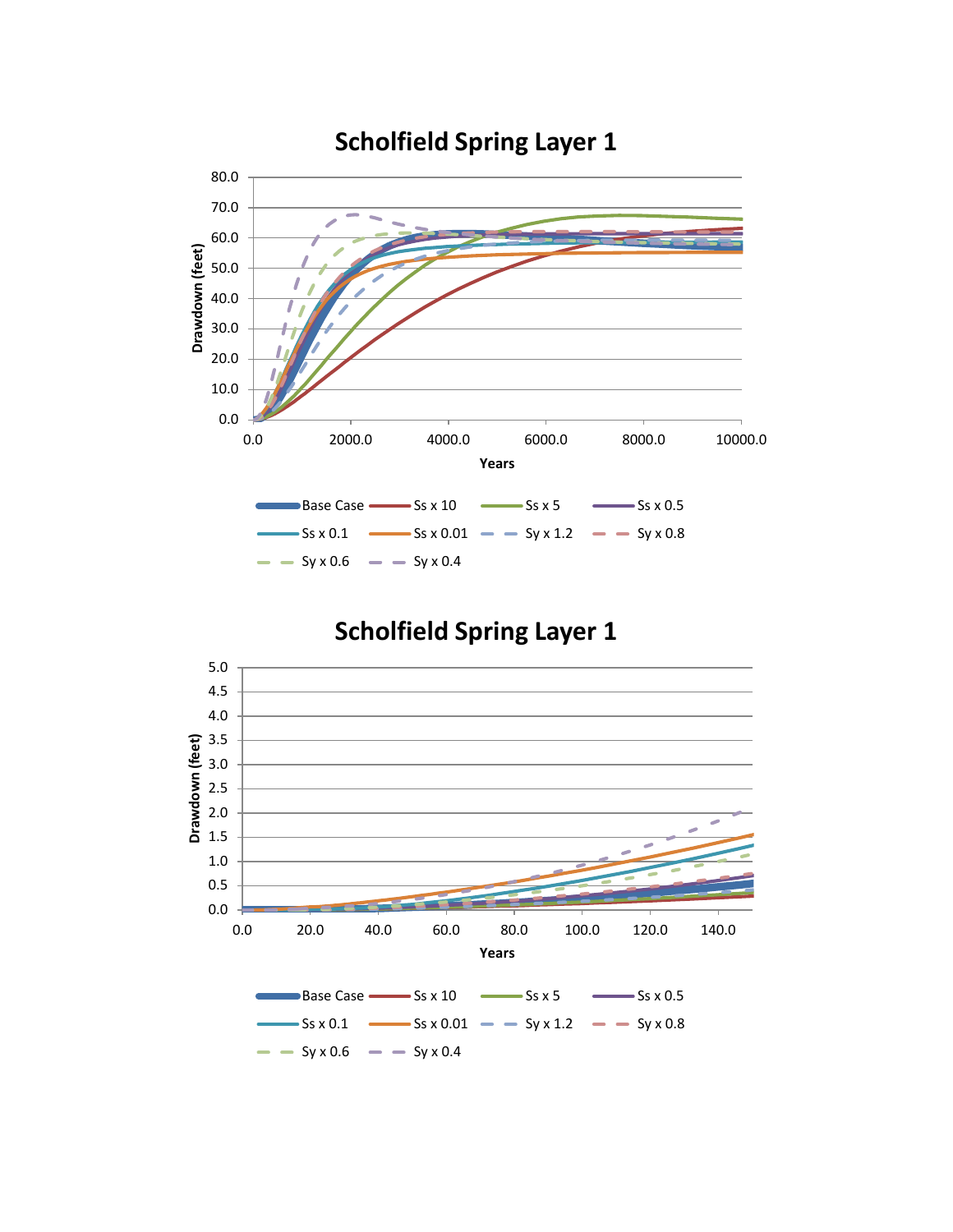# Scholfield Spring Layer 1

Drawdown (feet)

80.0
70.0
60.0
50.0
40.0
30.0
20.0
10.0
0.0

0.0 2000.0 4000.0 6000.0 8000.0 10000.0

Years

Base Case, Ss x 10, Ss x 5, Ss x 0.5, Ss x 0.1, Ss x 0.01, Sy x 1.2, Sy x 0.8, Sy x 0.6, Sy x 0.4

# Scholfield Spring Layer 1

Drawdown (feet)

5.0
4.5
4.0
3.5
3.0
2.5
2.0
1.5
1.0
0.5
0.0

0.0 20.0 40.0 60.0 80.0 100.0 120.0 140.0

Years

Base Case, Ss x 10, Ss x 5, Ss x 0.5, Ss x 0.1, Ss x 0.01, Sy x 1.2, Sy x 0.8, Sy x 0.6, Sy x 0.4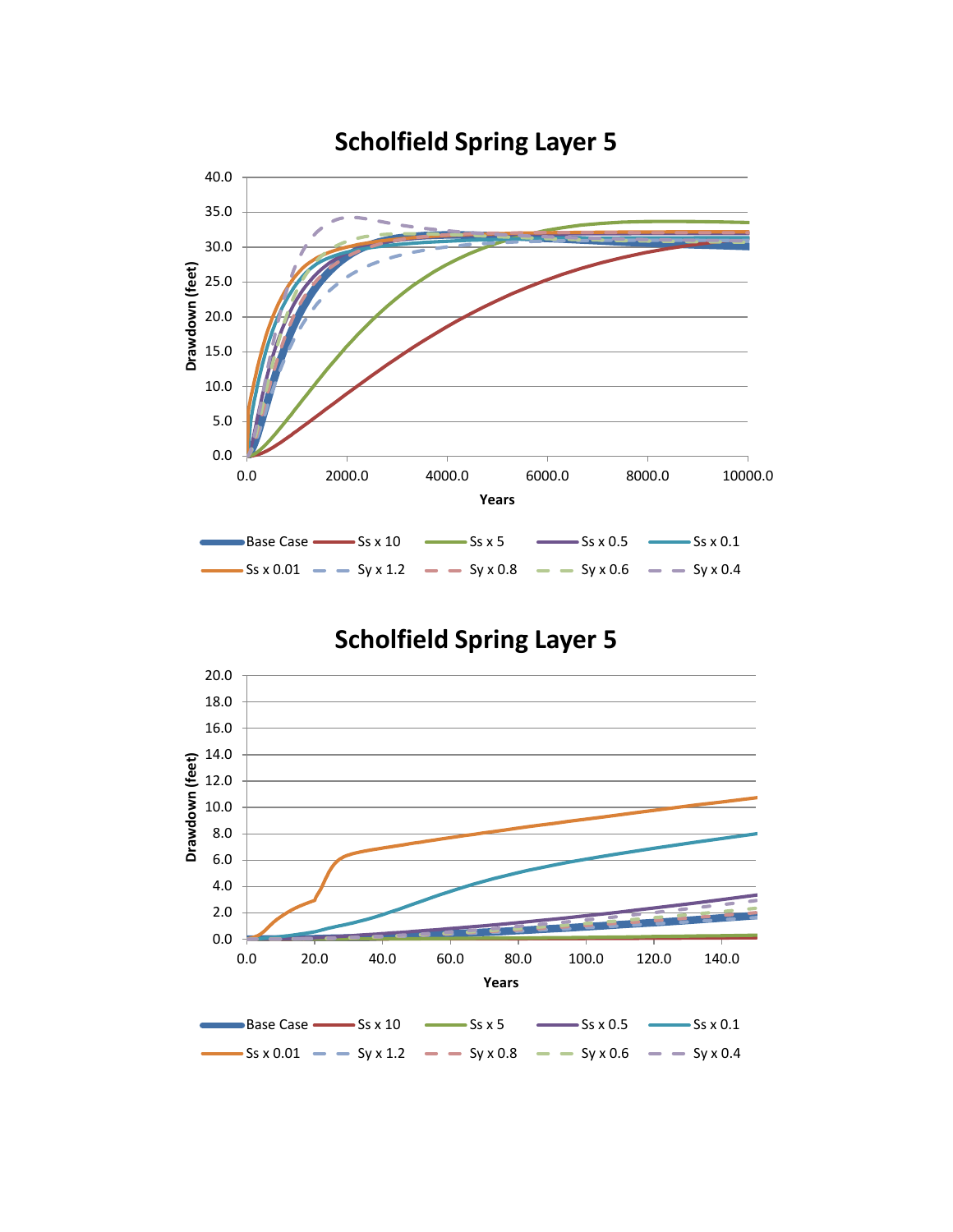## Scholfield Spring Layer 5

Drawdown (feet) vs. Years (0.0 – 10000.0)

Legend: Base Case, Ss x 10, Ss x 5, Ss x 0.5, Ss x 0.1, Ss x 0.01, Sy x 1.2, Sy x 0.8, Sy x 0.6, Sy x 0.4

## Scholfield Spring Layer 5

Drawdown (feet) vs. Years (0.0 – 140.0)

Legend: Base Case, Ss x 10, Ss x 5, Ss x 0.5, Ss x 0.1, Ss x 0.01, Sy x 1.2, Sy x 0.8, Sy x 0.6, Sy x 0.4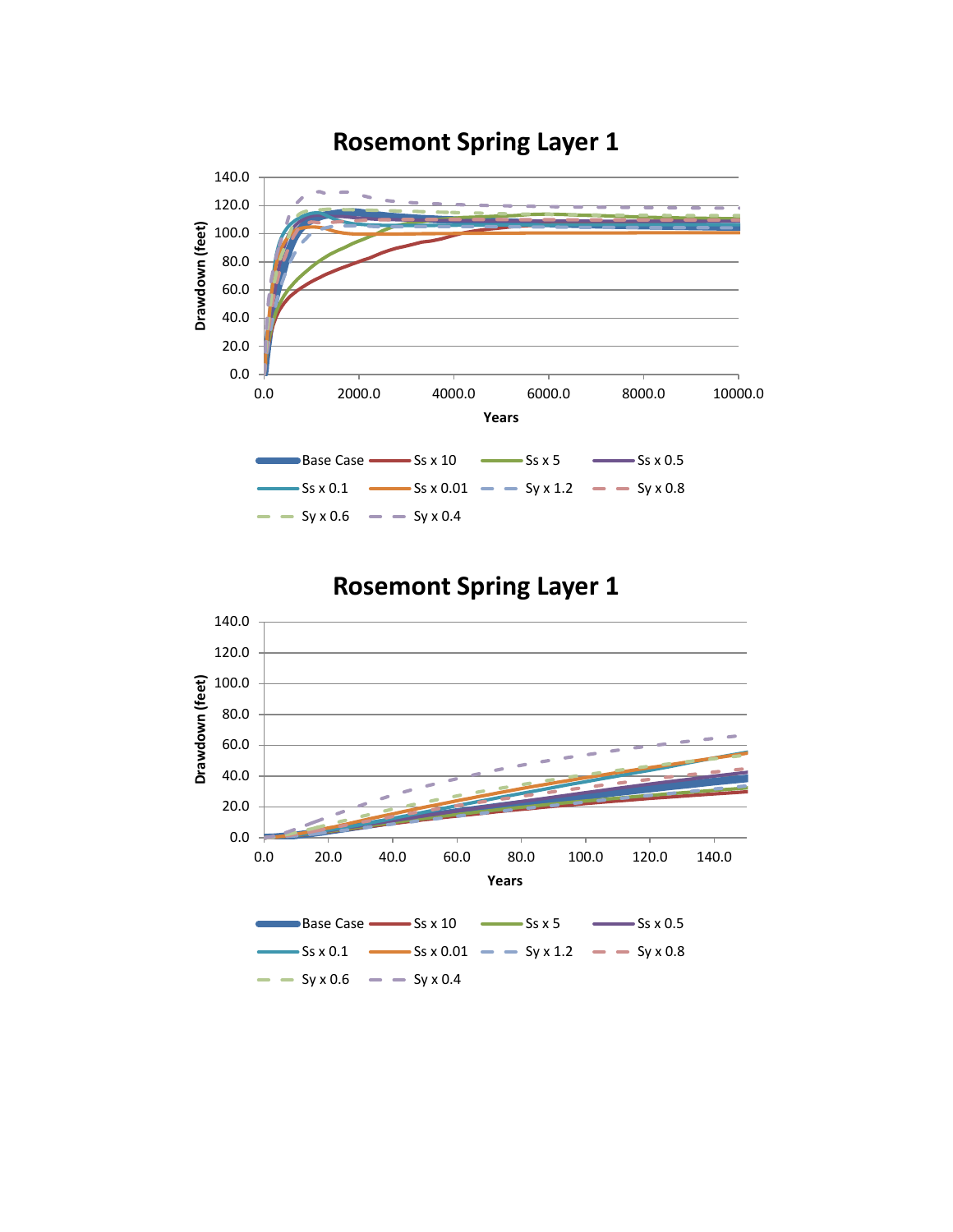## Rosemont Spring Layer 1

Drawdown (feet)

0.0, 20.0, 40.0, 60.0, 80.0, 100.0, 120.0, 140.0

0.0, 2000.0, 4000.0, 6000.0, 8000.0, 10000.0

Years

Base Case | Ss x 10 | Ss x 5 | Ss x 0.5 | Ss x 0.1 | Ss x 0.01 | Sy x 1.2 | Sy x 0.8 | Sy x 0.6 | Sy x 0.4

## Rosemont Spring Layer 1

Drawdown (feet)

0.0, 20.0, 40.0, 60.0, 80.0, 100.0, 120.0, 140.0

0.0, 20.0, 40.0, 60.0, 80.0, 100.0, 120.0, 140.0

Years

Base Case | Ss x 10 | Ss x 5 | Ss x 0.5 | Ss x 0.1 | Ss x 0.01 | Sy x 1.2 | Sy x 0.8 | Sy x 0.6 | Sy x 0.4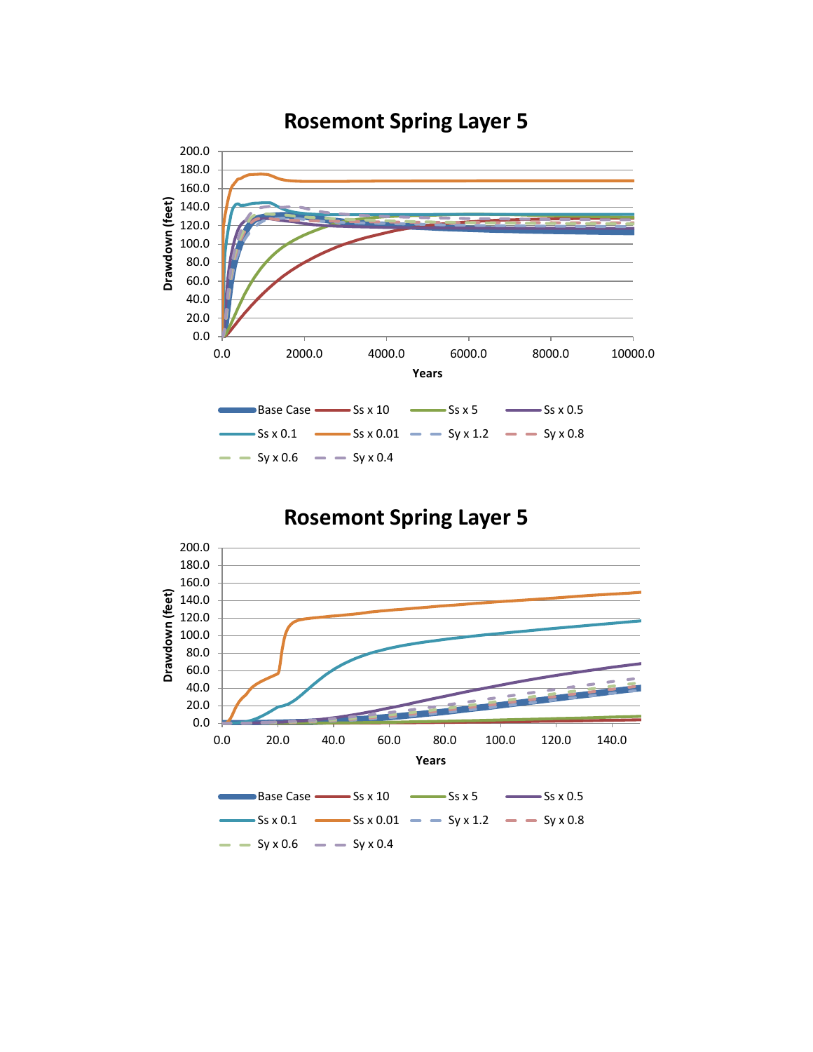## Rosemont Spring Layer 5

Drawdown (feet) vs. Years (0.0 – 10000.0)

Legend: Base Case, Ss x 10, Ss x 5, Ss x 0.5, Ss x 0.1, Ss x 0.01, Sy x 1.2, Sy x 0.8, Sy x 0.6, Sy x 0.4

## Rosemont Spring Layer 5

Drawdown (feet) vs. Years (0.0 – 140.0)

Legend: Base Case, Ss x 10, Ss x 5, Ss x 0.5, Ss x 0.1, Ss x 0.01, Sy x 1.2, Sy x 0.8, Sy x 0.6, Sy x 0.4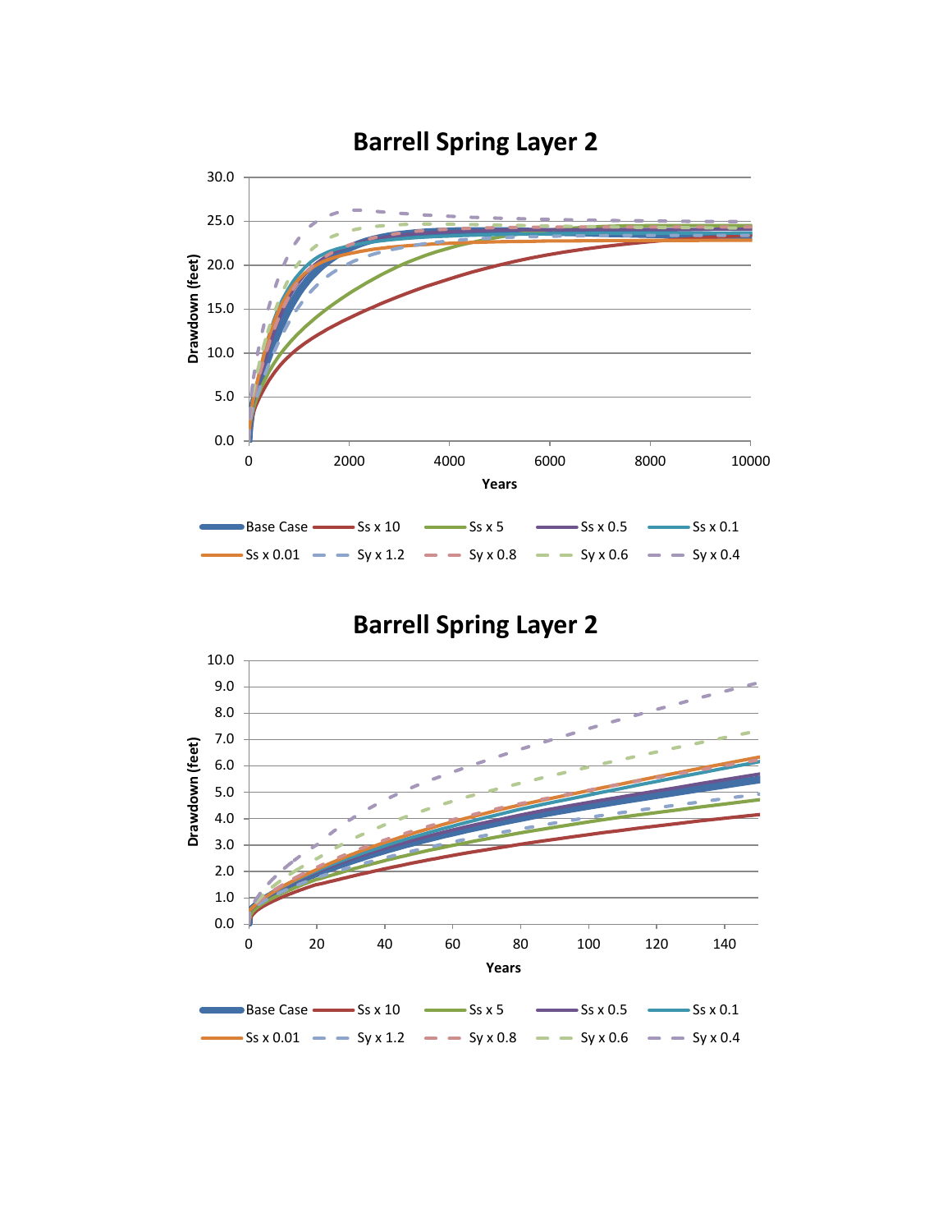## Barrell Spring Layer 2

Drawdown (feet)

Years

Base Case | Ss x 10 | Ss x 5 | Ss x 0.5 | Ss x 0.1 | Ss x 0.01 | Sy x 1.2 | Sy x 0.8 | Sy x 0.6 | Sy x 0.4

## Barrell Spring Layer 2

Drawdown (feet)

Years

Base Case | Ss x 10 | Ss x 5 | Ss x 0.5 | Ss x 0.1 | Ss x 0.01 | Sy x 1.2 | Sy x 0.8 | Sy x 0.6 | Sy x 0.4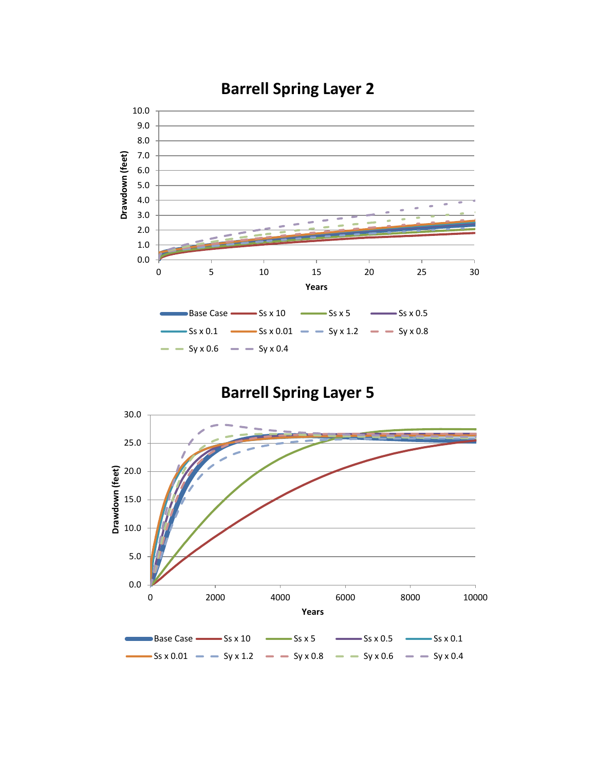## Barrell Spring Layer 2

Drawdown (feet) vs. Years

Legend: Base Case, Ss x 10, Ss x 5, Ss x 0.5, Ss x 0.1, Ss x 0.01, Sy x 1.2, Sy x 0.8, Sy x 0.6, Sy x 0.4

## Barrell Spring Layer 5

Drawdown (feet) vs. Years

Legend: Base Case, Ss x 10, Ss x 5, Ss x 0.5, Ss x 0.1, Ss x 0.01, Sy x 1.2, Sy x 0.8, Sy x 0.6, Sy x 0.4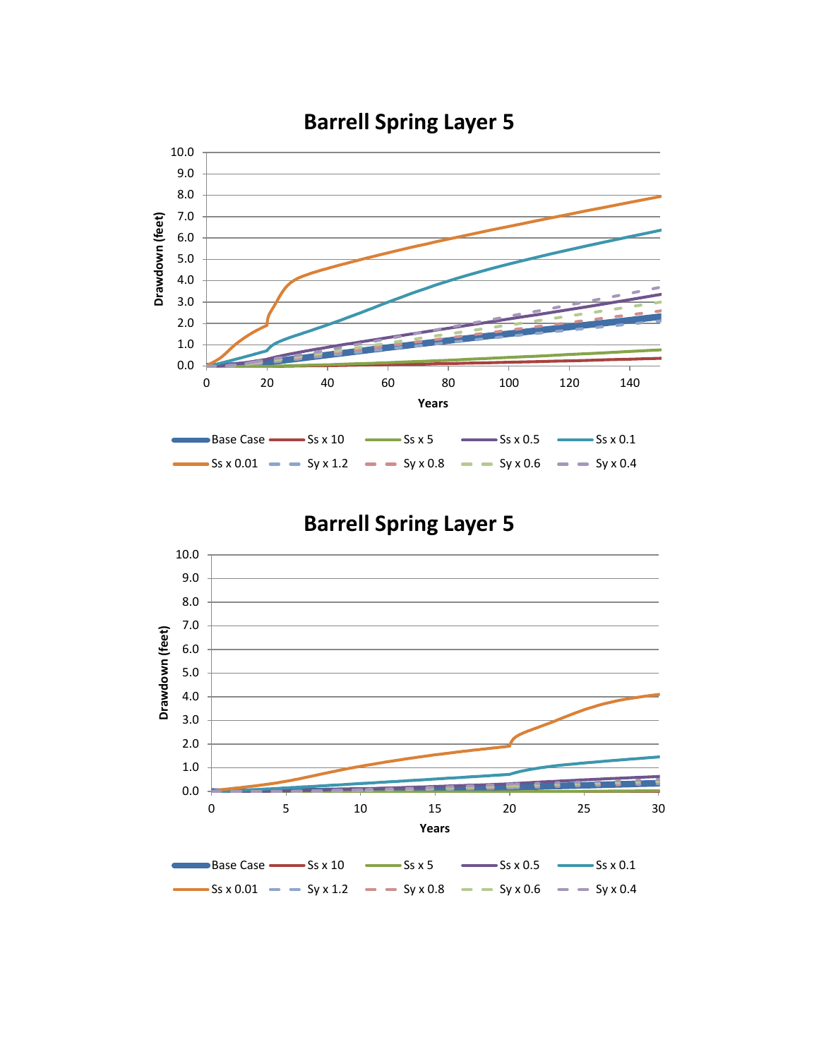## Barrell Spring Layer 5

Drawdown (feet) vs. Years (0–140)

Legend: Base Case, Ss x 10, Ss x 5, Ss x 0.5, Ss x 0.1, Ss x 0.01, Sy x 1.2, Sy x 0.8, Sy x 0.6, Sy x 0.4

## Barrell Spring Layer 5

Drawdown (feet) vs. Years (0–30)

Legend: Base Case, Ss x 10, Ss x 5, Ss x 0.5, Ss x 0.1, Ss x 0.01, Sy x 1.2, Sy x 0.8, Sy x 0.6, Sy x 0.4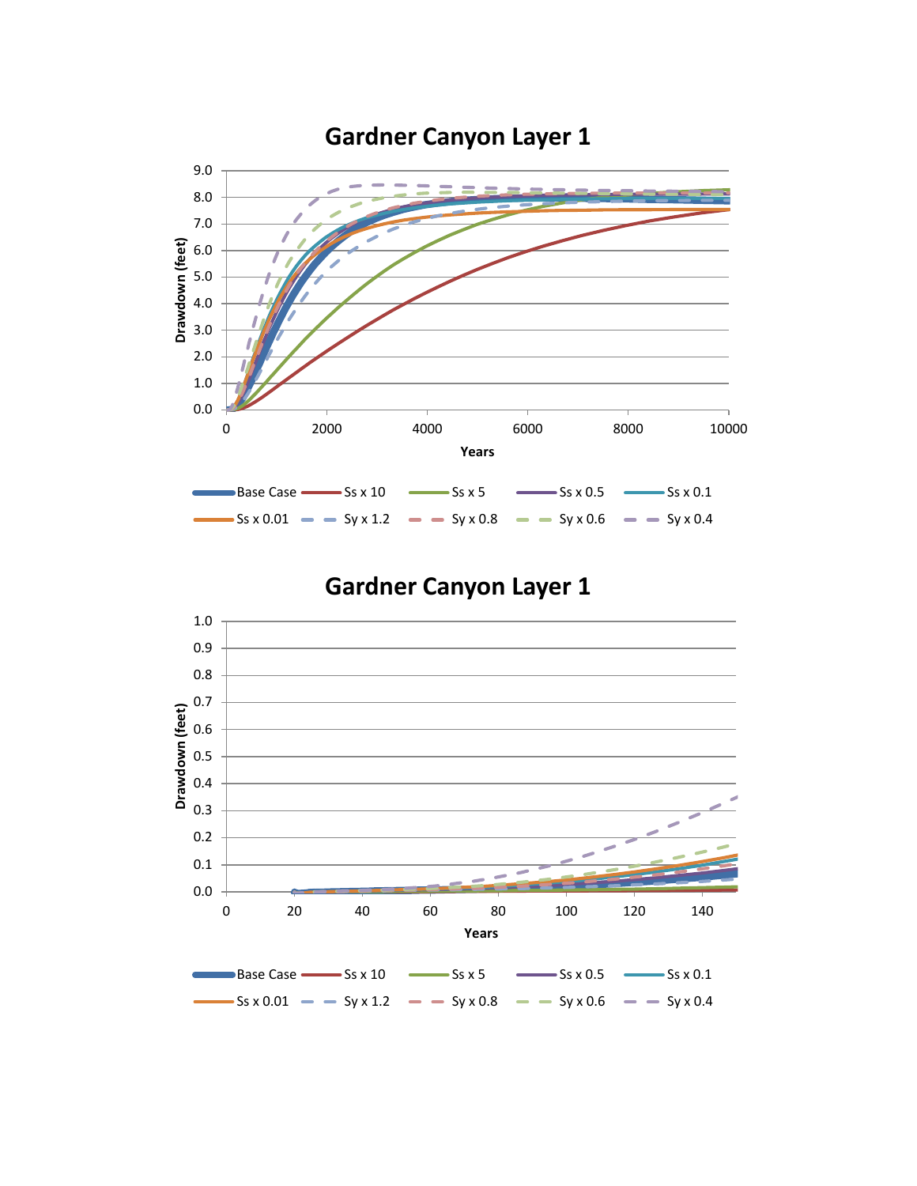## Gardner Canyon Layer 1

Drawdown (feet) vs. Years (0 to 10000)

Legend: Base Case, Ss x 10, Ss x 5, Ss x 0.5, Ss x 0.1, Ss x 0.01, Sy x 1.2, Sy x 0.8, Sy x 0.6, Sy x 0.4

## Gardner Canyon Layer 1

Drawdown (feet) vs. Years (0 to 140)

Legend: Base Case, Ss x 10, Ss x 5, Ss x 0.5, Ss x 0.1, Ss x 0.01, Sy x 1.2, Sy x 0.8, Sy x 0.6, Sy x 0.4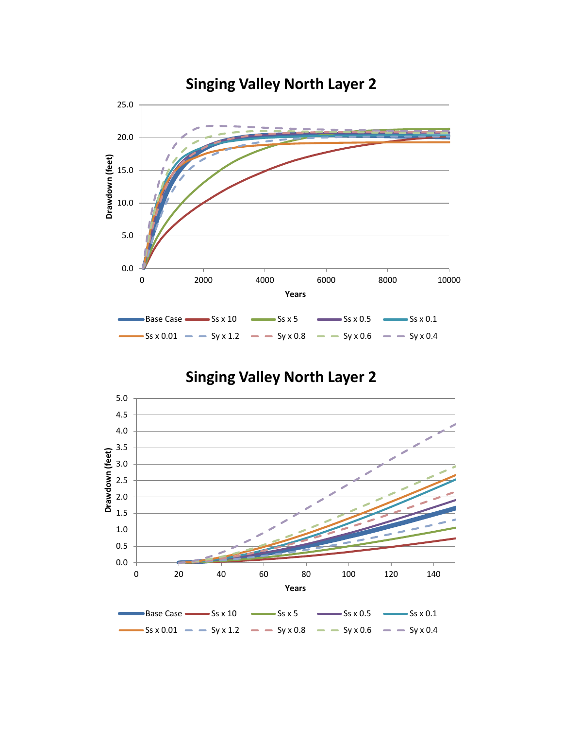## Singing Valley North Layer 2

Drawdown (feet)

Years

Base Case, Ss x 10, Ss x 5, Ss x 0.5, Ss x 0.1, Ss x 0.01, Sy x 1.2, Sy x 0.8, Sy x 0.6, Sy x 0.4

## Singing Valley North Layer 2

Drawdown (feet)

Years

Base Case, Ss x 10, Ss x 5, Ss x 0.5, Ss x 0.1, Ss x 0.01, Sy x 1.2, Sy x 0.8, Sy x 0.6, Sy x 0.4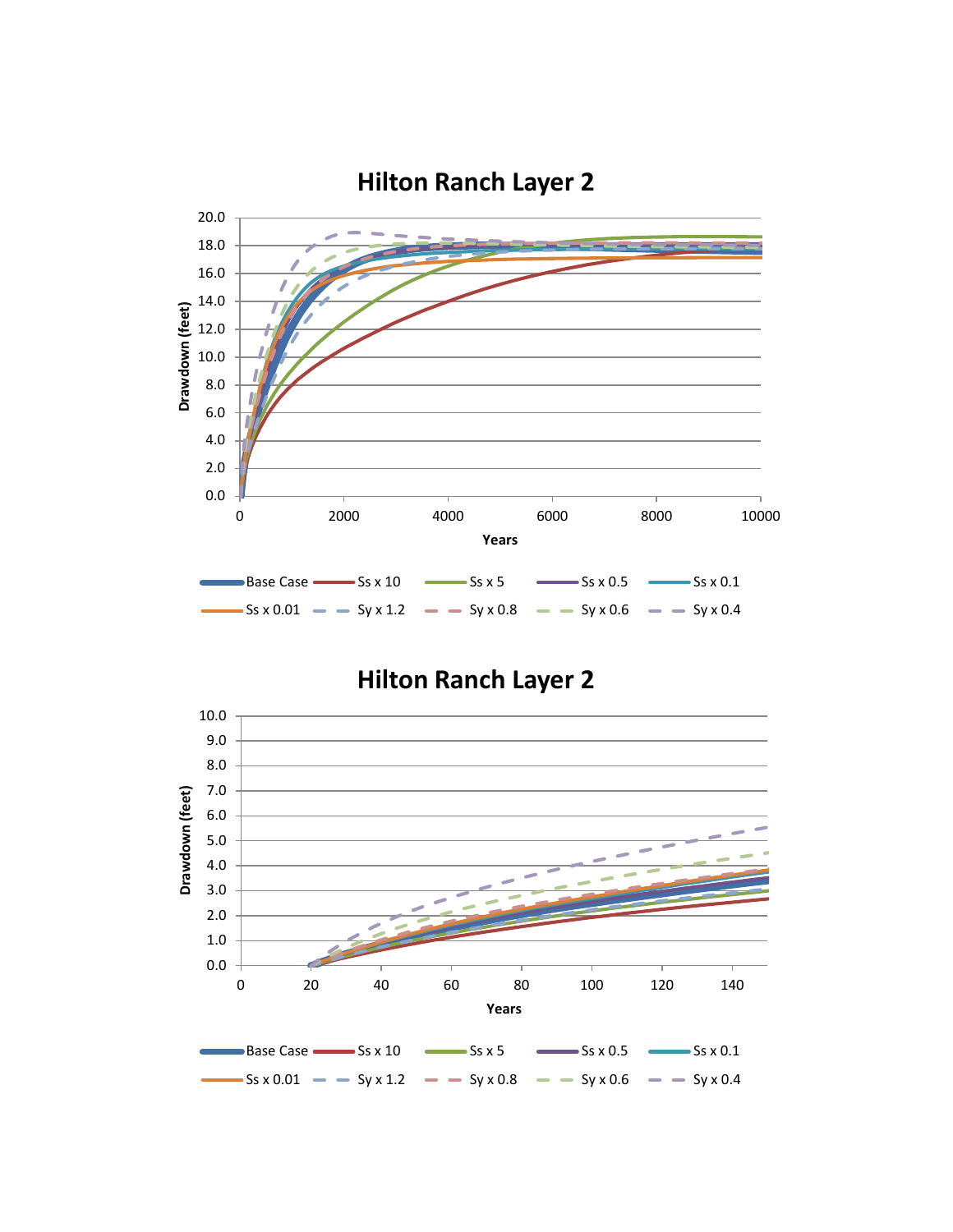# Hilton Ranch Layer 2

Drawdown (feet)

20.0
18.0
16.0
14.0
12.0
10.0
8.0
6.0
4.0
2.0
0.0

0 2000 4000 6000 8000 10000

Years

Base Case — Ss x 10 — Ss x 5 — Ss x 0.5 — Ss x 0.1 — Ss x 0.01 — Sy x 1.2 — Sy x 0.8 — Sy x 0.6 — Sy x 0.4

# Hilton Ranch Layer 2

Drawdown (feet)

10.0
9.0
8.0
7.0
6.0
5.0
4.0
3.0
2.0
1.0
0.0

0 20 40 60 80 100 120 140

Years

Base Case — Ss x 10 — Ss x 5 — Ss x 0.5 — Ss x 0.1 — Ss x 0.01 — Sy x 1.2 — Sy x 0.8 — Sy x 0.6 — Sy x 0.4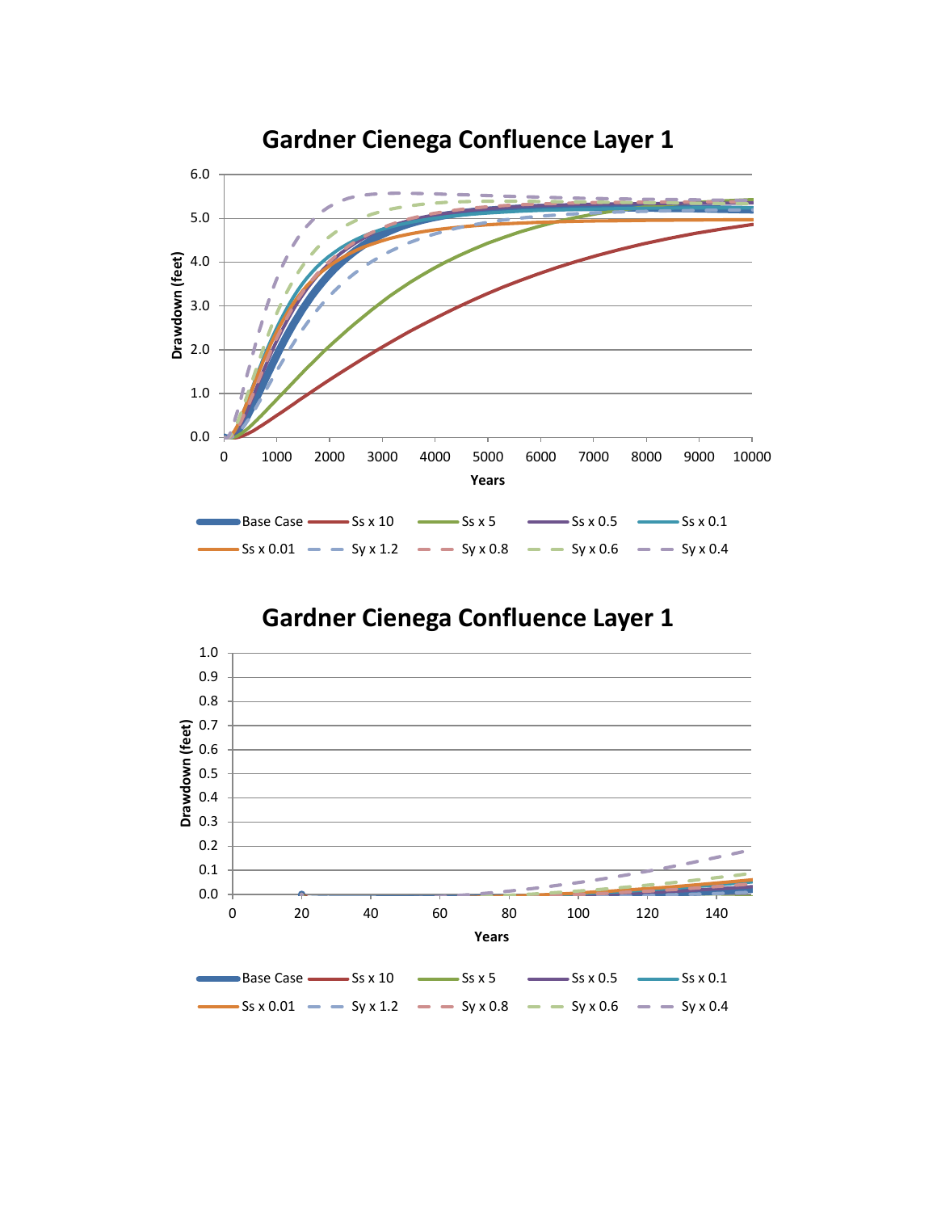# Gardner Cienega Confluence Layer 1

Drawdown (feet) vs. Years (0 to 10000)

Base Case | Ss x 10 | Ss x 5 | Ss x 0.5 | Ss x 0.1
Ss x 0.01 | Sy x 1.2 | Sy x 0.8 | Sy x 0.6 | Sy x 0.4

# Gardner Cienega Confluence Layer 1

Drawdown (feet) vs. Years (0 to 140)

Base Case | Ss x 10 | Ss x 5 | Ss x 0.5 | Ss x 0.1
Ss x 0.01 | Sy x 1.2 | Sy x 0.8 | Sy x 0.6 | Sy x 0.4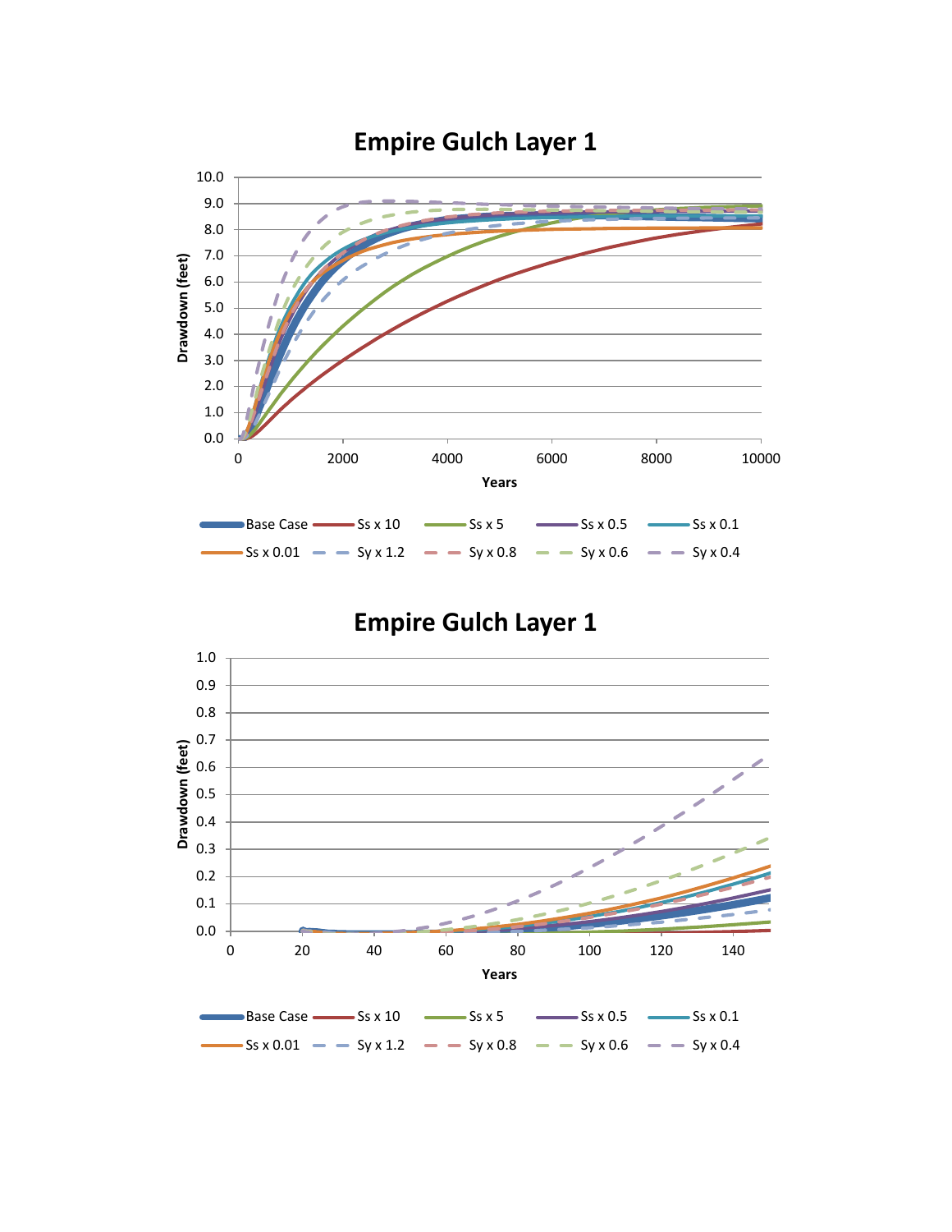## Empire Gulch Layer 1

Drawdown (feet) vs. Years (0 to 10000)

Legend: Base Case, Ss x 10, Ss x 5, Ss x 0.5, Ss x 0.1, Ss x 0.01, Sy x 1.2, Sy x 0.8, Sy x 0.6, Sy x 0.4

## Empire Gulch Layer 1

Drawdown (feet) vs. Years (0 to 140)

Legend: Base Case, Ss x 10, Ss x 5, Ss x 0.5, Ss x 0.1, Ss x 0.01, Sy x 1.2, Sy x 0.8, Sy x 0.6, Sy x 0.4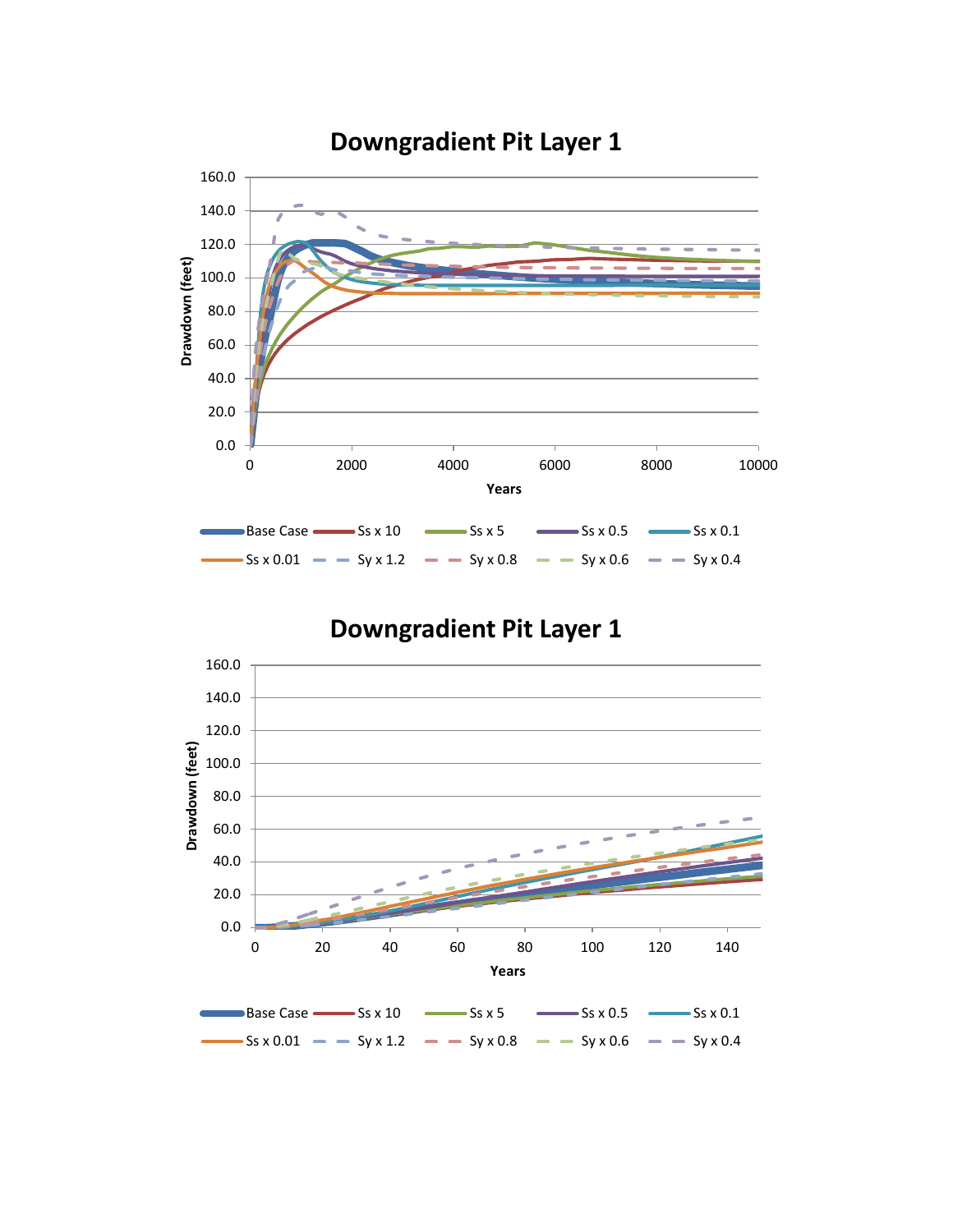## Downgradient Pit Layer 1

Drawdown (feet)

Years

Base Case | Ss x 10 | Ss x 5 | Ss x 0.5 | Ss x 0.1 | Ss x 0.01 | Sy x 1.2 | Sy x 0.8 | Sy x 0.6 | Sy x 0.4

## Downgradient Pit Layer 1

Drawdown (feet)

Years

Base Case | Ss x 10 | Ss x 5 | Ss x 0.5 | Ss x 0.1 | Ss x 0.01 | Sy x 1.2 | Sy x 0.8 | Sy x 0.6 | Sy x 0.4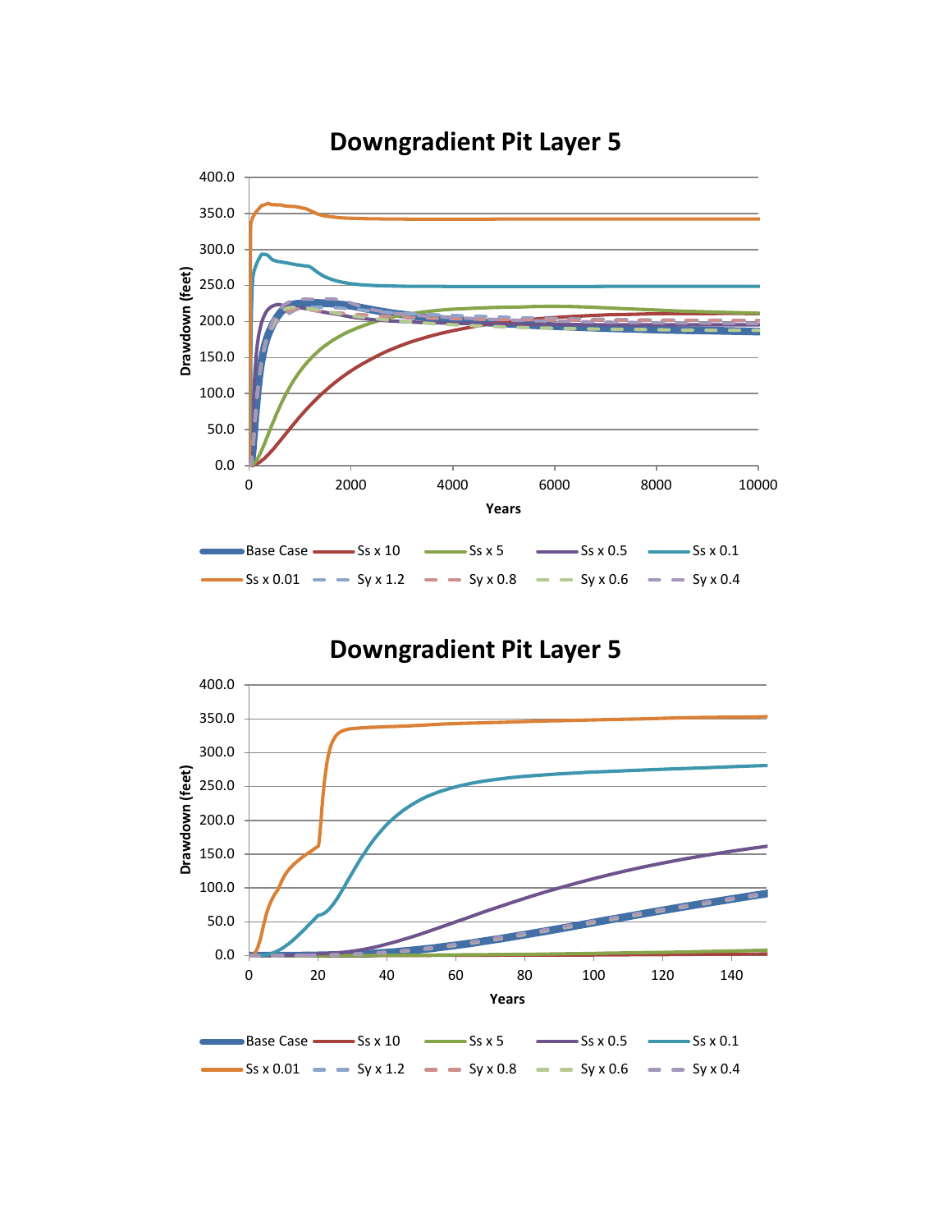Downgradient Pit Layer 5

400.0
350.0
300.0
250.0
200.0
150.0
100.0
50.0
0.0

Drawdown (feet)

0
2000
4000
6000
8000
10000

Years

Base Case
Ss x 10
Ss x 5
Ss x 0.5
Ss x 0.1
Ss x 0.01
Sy x 1.2
Sy x 0.8
Sy x 0.6
Sy x 0.4

Downgradient Pit Layer 5

400.0
350.0
300.0
250.0
200.0
150.0
100.0
50.0
0.0

Drawdown (feet)

0
20
40
60
80
100
120
140

Years

Base Case
Ss x 10
Ss x 5
Ss x 0.5
Ss x 0.1
Ss x 0.01
Sy x 1.2
Sy x 0.8
Sy x 0.6
Sy x 0.4